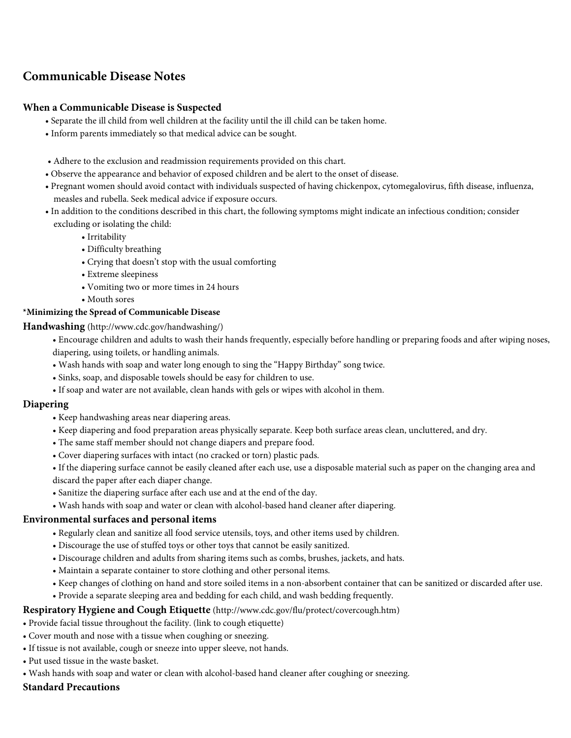## Communicable Disease Notes

### When a Communicable Disease is Suspected

- Separate the ill child from well children at the facility until the ill child can be taken home.
- Inform parents immediately so that medical advice can be sought.
- Adhere to the exclusion and readmission requirements provided on this chart.
- Observe the appearance and behavior of exposed children and be alert to the onset of disease.
- Pregnant women should avoid contact with individuals suspected of having chickenpox, cytomegalovirus, fifth disease, influenza, measles and rubella. Seek medical advice if exposure occurs.
- In addition to the conditions described in this chart, the following symptoms might indicate an infectious condition; consider excluding or isolating the child:
  - Irritability
  - Difficulty breathing
  - Crying that doesn't stop with the usual comforting
  - Extreme sleepiness
  - Vomiting two or more times in 24 hours
  - Mouth sores

**\*Minimizing the Spread of Communicable Disease**

### Handwashing (http://www.cdc.gov/handwashing/)

- Encourage children and adults to wash their hands frequently, especially before handling or preparing foods and after wiping noses, diapering, using toilets, or handling animals.
- Wash hands with soap and water long enough to sing the "Happy Birthday" song twice.
- Sinks, soap, and disposable towels should be easy for children to use.
- If soap and water are not available, clean hands with gels or wipes with alcohol in them.

### Diapering

- Keep handwashing areas near diapering areas.
- Keep diapering and food preparation areas physically separate. Keep both surface areas clean, uncluttered, and dry.
- The same staff member should not change diapers and prepare food.
- Cover diapering surfaces with intact (no cracked or torn) plastic pads.
- If the diapering surface cannot be easily cleaned after each use, use a disposable material such as paper on the changing area and discard the paper after each diaper change.
- Sanitize the diapering surface after each use and at the end of the day.
- Wash hands with soap and water or clean with alcohol-based hand cleaner after diapering.

### Environmental surfaces and personal items

- Regularly clean and sanitize all food service utensils, toys, and other items used by children.
- Discourage the use of stuffed toys or other toys that cannot be easily sanitized.
- Discourage children and adults from sharing items such as combs, brushes, jackets, and hats.
- Maintain a separate container to store clothing and other personal items.
- Keep changes of clothing on hand and store soiled items in a non-absorbent container that can be sanitized or discarded after use.
- Provide a separate sleeping area and bedding for each child, and wash bedding frequently.

### Respiratory Hygiene and Cough Etiquette (http://www.cdc.gov/flu/protect/covercough.htm)

- Provide facial tissue throughout the facility. (link to cough etiquette)
- Cover mouth and nose with a tissue when coughing or sneezing.
- If tissue is not available, cough or sneeze into upper sleeve, not hands.
- Put used tissue in the waste basket.
- Wash hands with soap and water or clean with alcohol-based hand cleaner after coughing or sneezing.

### Standard Precautions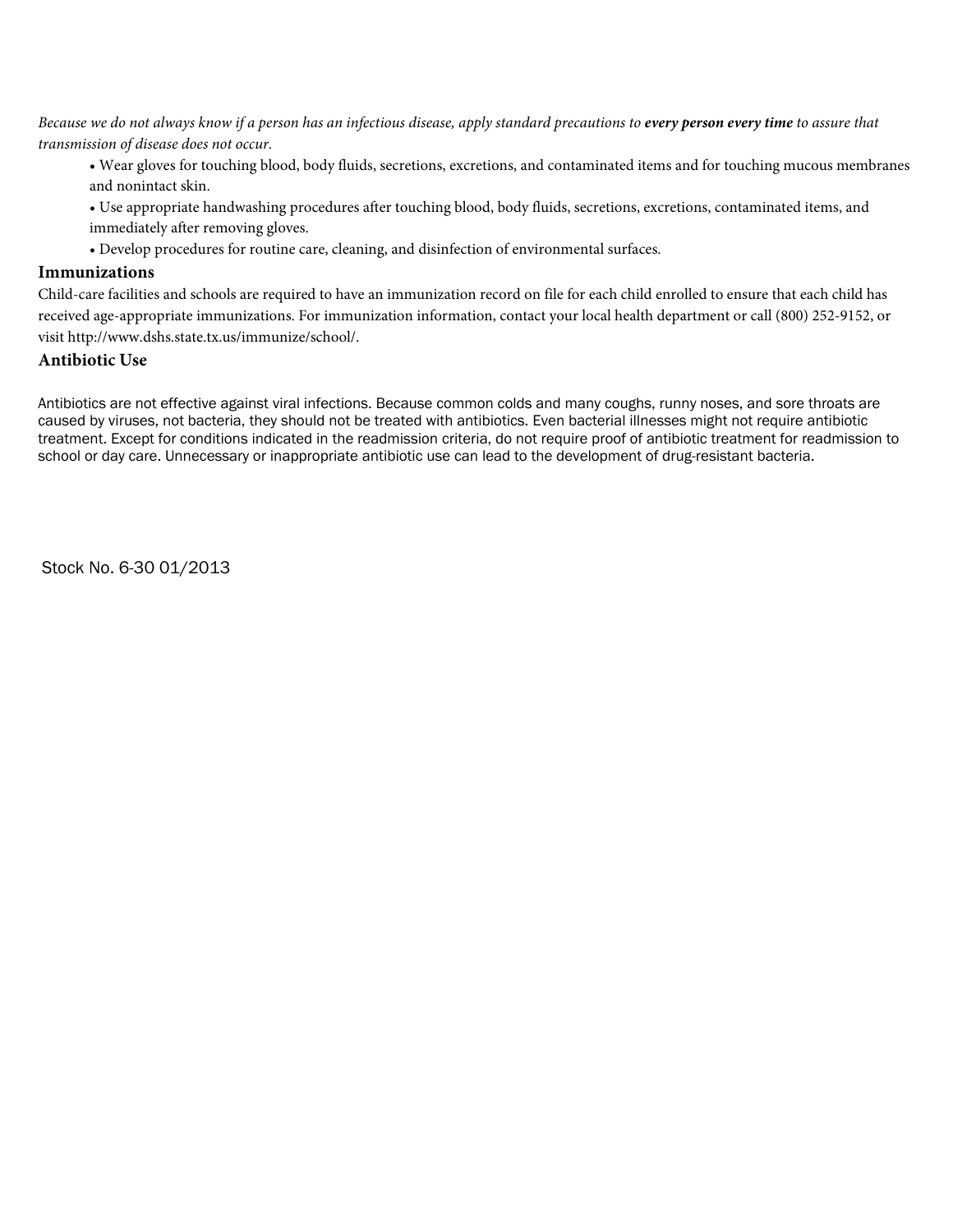*Because we do not always know if a person has an infectious disease, apply standard precautions to **every person every time** to assure that transmission of disease does not occur.*

- Wear gloves for touching blood, body fluids, secretions, excretions, and contaminated items and for touching mucous membranes and nonintact skin.
- Use appropriate handwashing procedures after touching blood, body fluids, secretions, excretions, contaminated items, and immediately after removing gloves.
- Develop procedures for routine care, cleaning, and disinfection of environmental surfaces.

## Immunizations

Child-care facilities and schools are required to have an immunization record on file for each child enrolled to ensure that each child has received age-appropriate immunizations. For immunization information, contact your local health department or call (800) 252-9152, or visit http://www.dshs.state.tx.us/immunize/school/.

## Antibiotic Use

Antibiotics are not effective against viral infections. Because common colds and many coughs, runny noses, and sore throats are caused by viruses, not bacteria, they should not be treated with antibiotics. Even bacterial illnesses might not require antibiotic treatment. Except for conditions indicated in the readmission criteria, do not require proof of antibiotic treatment for readmission to school or day care. Unnecessary or inappropriate antibiotic use can lead to the development of drug-resistant bacteria.

Stock No. 6-30 01/2013